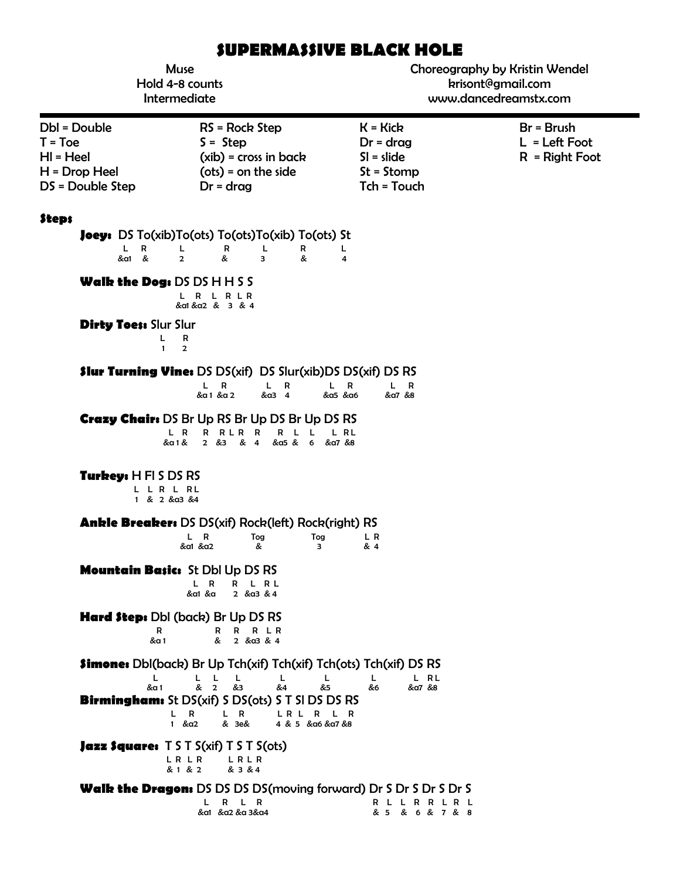# SUPERMASSIVE BLACK HOLE

Muse
Hold 4-8 counts
Intermediate

Choreography by Kristin Wendel
krisont@gmail.com
www.dancedreamstx.com

| | | | |
|---|---|---|---|
| Dbl = Double | RS = Rock Step | K = Kick | Br = Brush |
| T = Toe | S = Step | Dr = drag | L = Left Foot |
| Hl = Heel | (xib) = cross in back | Sl = slide | R = Right Foot |
| H = Drop Heel | (ots) = on the side | St = Stomp | |
| DS = Double Step | Dr = drag | Tch = Touch | |

### Steps

**Joey:** DS To(xib)To(ots) To(ots)To(xib) To(ots) St

```
L  R    L     R     L     R     L
&a1 &   2     &     3     &     4
```

**Walk the Dog:** DS DS H H S S

```
L  R  L  R L R
&a1 &a2 & 3 & 4
```

**Dirty Toes:** Slur Slur

```
L  R
1  2
```

**Slur Turning Vine:** DS DS(xif) DS Slur(xib)DS DS(xif) DS RS

```
L   R      L   R      L   R     L   R
&a 1 &a 2  &a3  4     &a5 &a6   &a7 &8
```

**Crazy Chair:** DS Br Up RS Br Up DS Br Up DS RS

```
L  R   R  R L R  R   R  L  L   L RL
&a 1 & 2  &3  &  4   &a5 &  6  &a7 &8
```

**Turkey:** H Fl S DS RS

```
L L R L  RL
1 & 2 &a3 &4
```

**Ankle Breaker:** DS DS(xif) Rock(left) Rock(right) RS

```
L   R      Tog    Tog   L R
&a1 &a2    &      3     & 4
```

**Mountain Basic:** St Dbl Up DS RS

```
L   R    R  L  R L
&a1 &a   2  &a3 & 4
```

**Hard Step:** Dbl (back) Br Up DS RS

```
R      R  R  R L R
&a 1   &  2  &a3 & 4
```

**Simone:** Dbl(back) Br Up Tch(xif) Tch(xif) Tch(ots) Tch(xif) DS RS

```
L      L  L  L    L    L    L     L RL
&a 1   &  2  &3   &4   &5   &6    &a7 &8
```

**Birmingham:** St DS(xif) S DS(ots) S T Sl DS DS RS

```
L  R    L  R    L R L  R  L  R
1  &a2  &  3e&  4 & 5  &a6 &a7 &8
```

**Jazz Square:** T S T S(xif) T S T S(ots)

```
L R L R   L R L R
& 1 & 2   & 3 & 4
```

**Walk the Dragon:** DS DS DS DS(moving forward) Dr S Dr S Dr S Dr S

```
L    R    L  R          R L  L R  R L  R L
&a1  &a2 &a 3&a4        & 5  & 6  & 7  & 8
```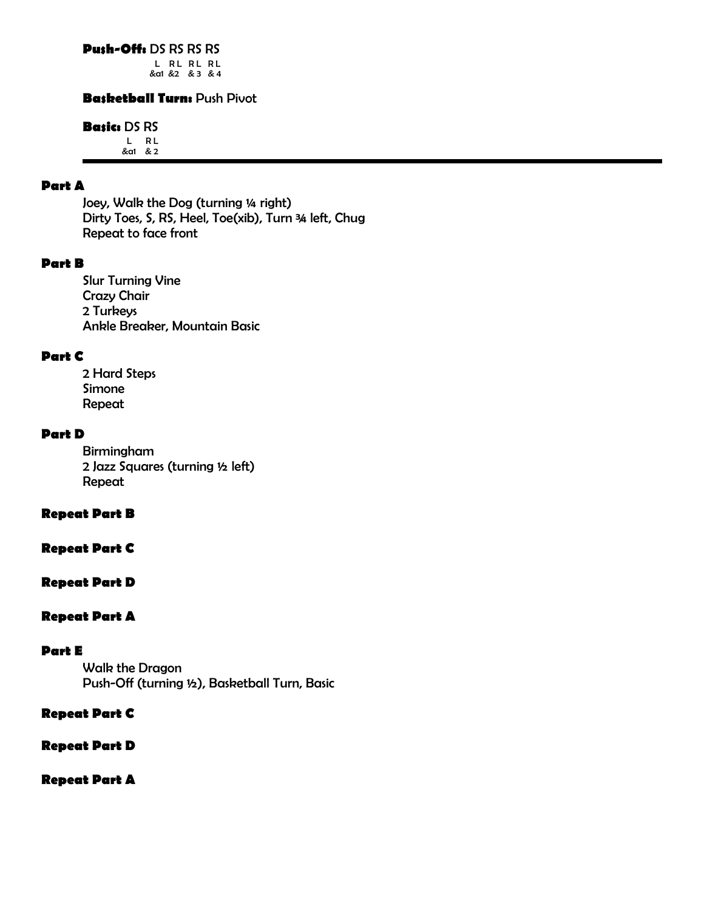**Push-Off:** DS RS RS RS

```
L   RL  RL  RL
&a1 &2  & 3  & 4
```

**Basketball Turn:** Push Pivot

**Basic:** DS RS

```
L    RL
&a1  & 2
```

---

## Part A

Joey, Walk the Dog (turning ¼ right)
Dirty Toes, S, RS, Heel, Toe(xib), Turn ¾ left, Chug
Repeat to face front

## Part B

Slur Turning Vine
Crazy Chair
2 Turkeys
Ankle Breaker, Mountain Basic

## Part C

2 Hard Steps
Simone
Repeat

## Part D

Birmingham
2 Jazz Squares (turning ½ left)
Repeat

## Repeat Part B

## Repeat Part C

## Repeat Part D

## Repeat Part A

## Part E

Walk the Dragon
Push-Off (turning ½), Basketball Turn, Basic

## Repeat Part C

## Repeat Part D

## Repeat Part A